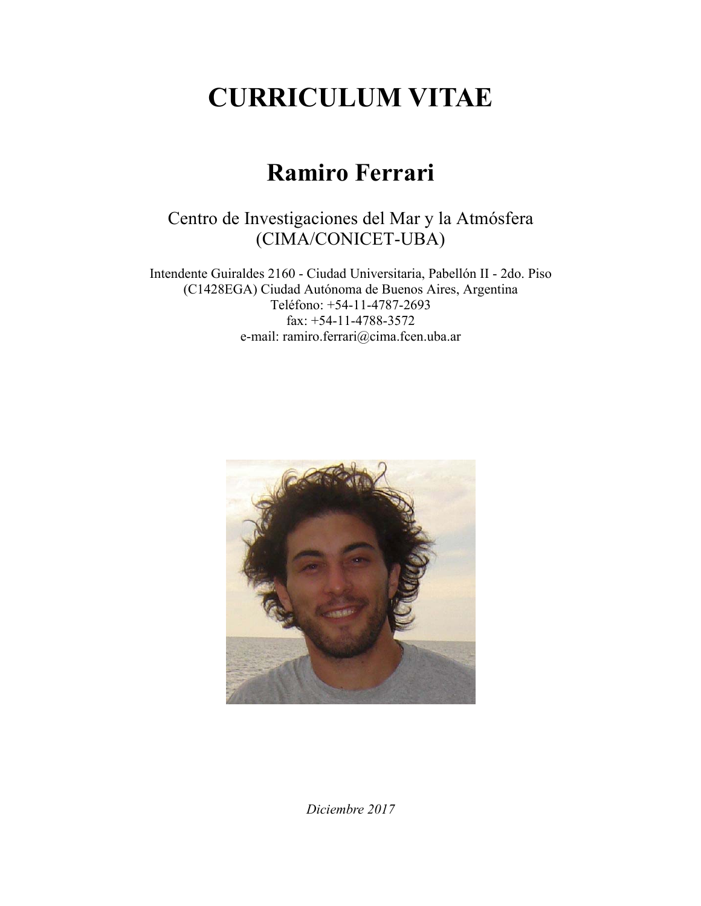# CURRICULUM VITAE

## Ramiro Ferrari

Centro de Investigaciones del Mar y la Atmósfera
(CIMA/CONICET-UBA)

Intendente Guiraldes 2160 - Ciudad Universitaria, Pabellón II - 2do. Piso
(C1428EGA) Ciudad Autónoma de Buenos Aires, Argentina
Teléfono: +54-11-4787-2693
fax: +54-11-4788-3572
e-mail: ramiro.ferrari@cima.fcen.uba.ar

*Diciembre 2017*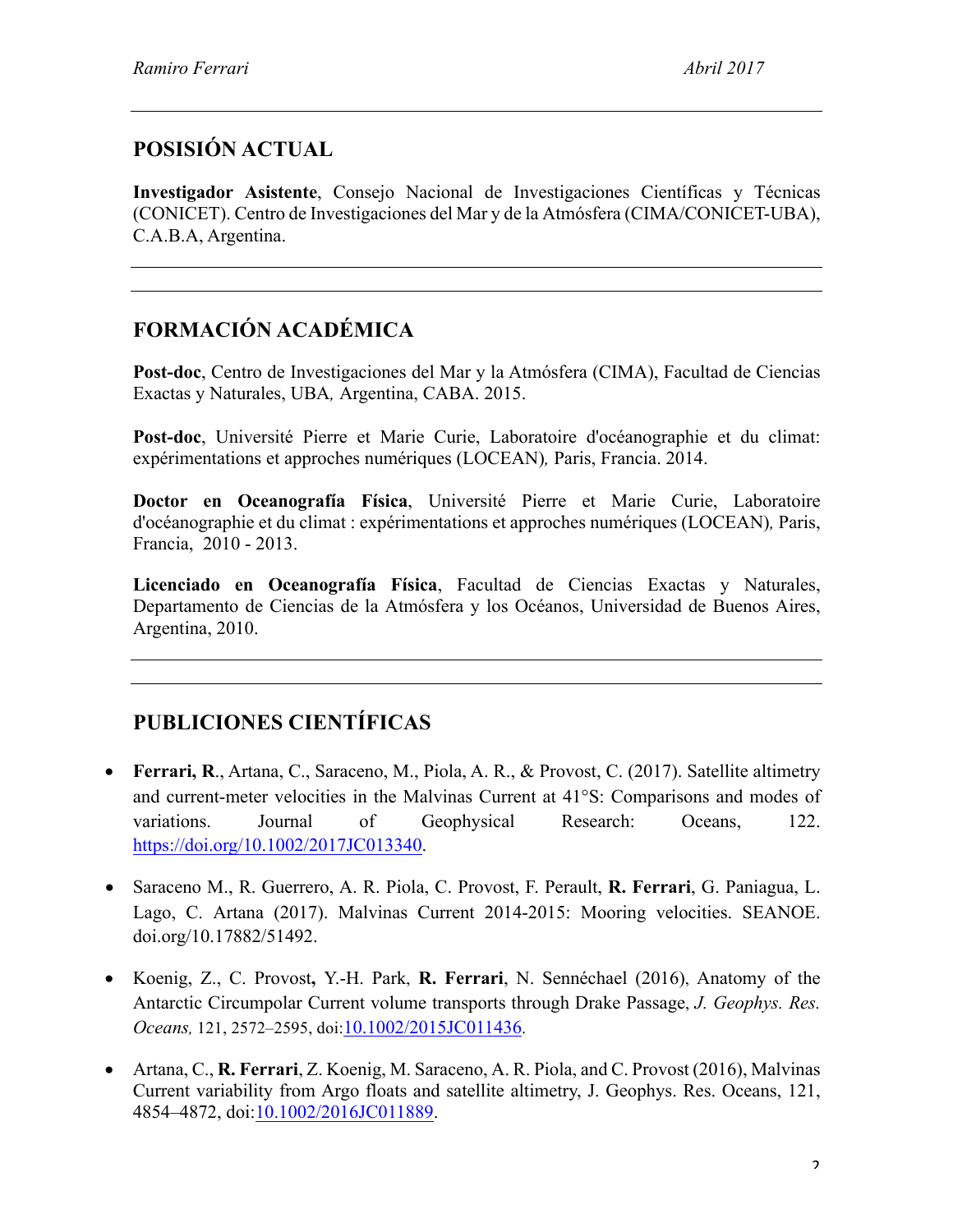## POSISIÓN ACTUAL

**Investigador Asistente**, Consejo Nacional de Investigaciones Científicas y Técnicas (CONICET). Centro de Investigaciones del Mar y de la Atmósfera (CIMA/CONICET-UBA), C.A.B.A, Argentina.

---

## FORMACIÓN ACADÉMICA

**Post-doc**, Centro de Investigaciones del Mar y la Atmósfera (CIMA), Facultad de Ciencias Exactas y Naturales, UBA*,* Argentina, CABA. 2015.

**Post-doc**, Université Pierre et Marie Curie, Laboratoire d'océanographie et du climat: expérimentations et approches numériques (LOCEAN)*,* Paris, Francia. 2014.

**Doctor en Oceanografía Física**, Université Pierre et Marie Curie, Laboratoire d'océanographie et du climat : expérimentations et approches numériques (LOCEAN)*,* Paris, Francia, 2010 - 2013.

**Licenciado en Oceanografía Física**, Facultad de Ciencias Exactas y Naturales, Departamento de Ciencias de la Atmósfera y los Océanos, Universidad de Buenos Aires, Argentina, 2010.

---

## PUBLICIONES CIENTÍFICAS

- **Ferrari, R**., Artana, C., Saraceno, M., Piola, A. R., & Provost, C. (2017). Satellite altimetry and current-meter velocities in the Malvinas Current at 41°S: Comparisons and modes of variations. Journal of Geophysical Research: Oceans, 122. https://doi.org/10.1002/2017JC013340.

- Saraceno M., R. Guerrero, A. R. Piola, C. Provost, F. Perault, **R. Ferrari**, G. Paniagua, L. Lago, C. Artana (2017). Malvinas Current 2014-2015: Mooring velocities. SEANOE. doi.org/10.17882/51492.

- Koenig, Z., C. Provost**,** Y.-H. Park, **R. Ferrari**, N. Sennéchael (2016), Anatomy of the Antarctic Circumpolar Current volume transports through Drake Passage, *J. Geophys. Res. Oceans,* 121, 2572–2595, doi:10.1002/2015JC011436.

- Artana, C., **R. Ferrari**, Z. Koenig, M. Saraceno, A. R. Piola, and C. Provost (2016), Malvinas Current variability from Argo floats and satellite altimetry, J. Geophys. Res. Oceans, 121, 4854–4872, doi:10.1002/2016JC011889.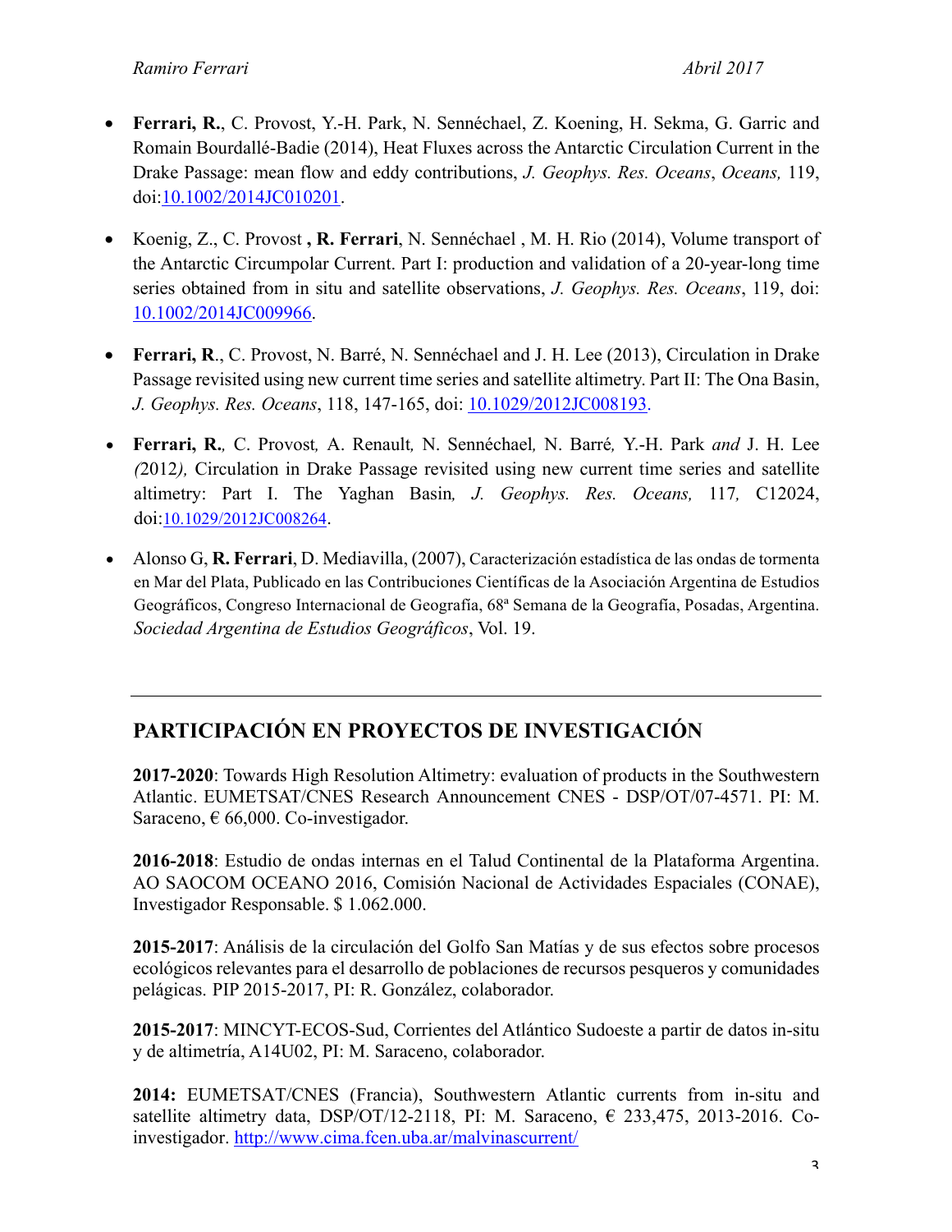- **Ferrari, R.**, C. Provost, Y.-H. Park, N. Sennéchael, Z. Koening, H. Sekma, G. Garric and Romain Bourdallé-Badie (2014), Heat Fluxes across the Antarctic Circulation Current in the Drake Passage: mean flow and eddy contributions, *J. Geophys. Res. Oceans*, *Oceans,* 119, doi:10.1002/2014JC010201.

- Koenig, Z., C. Provost **, R. Ferrari**, N. Sennéchael , M. H. Rio (2014), Volume transport of the Antarctic Circumpolar Current. Part I: production and validation of a 20-year-long time series obtained from in situ and satellite observations, *J. Geophys. Res. Oceans*, 119, doi: 10.1002/2014JC009966.

- **Ferrari, R**., C. Provost, N. Barré, N. Sennéchael and J. H. Lee (2013), Circulation in Drake Passage revisited using new current time series and satellite altimetry. Part II: The Ona Basin, *J. Geophys. Res. Oceans*, 118, 147-165, doi: 10.1029/2012JC008193.

- **Ferrari, R.***,* C. Provost*,* A. Renault*,* N. Sennéchael*,* N. Barré*,* Y.-H. Park *and* J. H. Lee *(*2012*),* Circulation in Drake Passage revisited using new current time series and satellite altimetry: Part I. The Yaghan Basin*, J. Geophys. Res. Oceans,* 117*,* C12024, doi:10.1029/2012JC008264.

- Alonso G, **R. Ferrari**, D. Mediavilla, (2007), Caracterización estadística de las ondas de tormenta en Mar del Plata, Publicado en las Contribuciones Científicas de la Asociación Argentina de Estudios Geográficos, Congreso Internacional de Geografía, 68ª Semana de la Geografía, Posadas, Argentina. *Sociedad Argentina de Estudios Geográficos*, Vol. 19.

---

## PARTICIPACIÓN EN PROYECTOS DE INVESTIGACIÓN

**2017-2020**: Towards High Resolution Altimetry: evaluation of products in the Southwestern Atlantic. EUMETSAT/CNES Research Announcement CNES - DSP/OT/07-4571. PI: M. Saraceno, € 66,000. Co-investigador.

**2016-2018**: Estudio de ondas internas en el Talud Continental de la Plataforma Argentina. AO SAOCOM OCEANO 2016, Comisión Nacional de Actividades Espaciales (CONAE), Investigador Responsable. $ 1.062.000.

**2015-2017**: Análisis de la circulación del Golfo San Matías y de sus efectos sobre procesos ecológicos relevantes para el desarrollo de poblaciones de recursos pesqueros y comunidades pelágicas. PIP 2015-2017, PI: R. González, colaborador.

**2015-2017**: MINCYT-ECOS-Sud, Corrientes del Atlántico Sudoeste a partir de datos in-situ y de altimetría, A14U02, PI: M. Saraceno, colaborador.

**2014:** EUMETSAT/CNES (Francia), Southwestern Atlantic currents from in-situ and satellite altimetry data, DSP/OT/12-2118, PI: M. Saraceno, € 233,475, 2013-2016. Co-investigador. http://www.cima.fcen.uba.ar/malvinascurrent/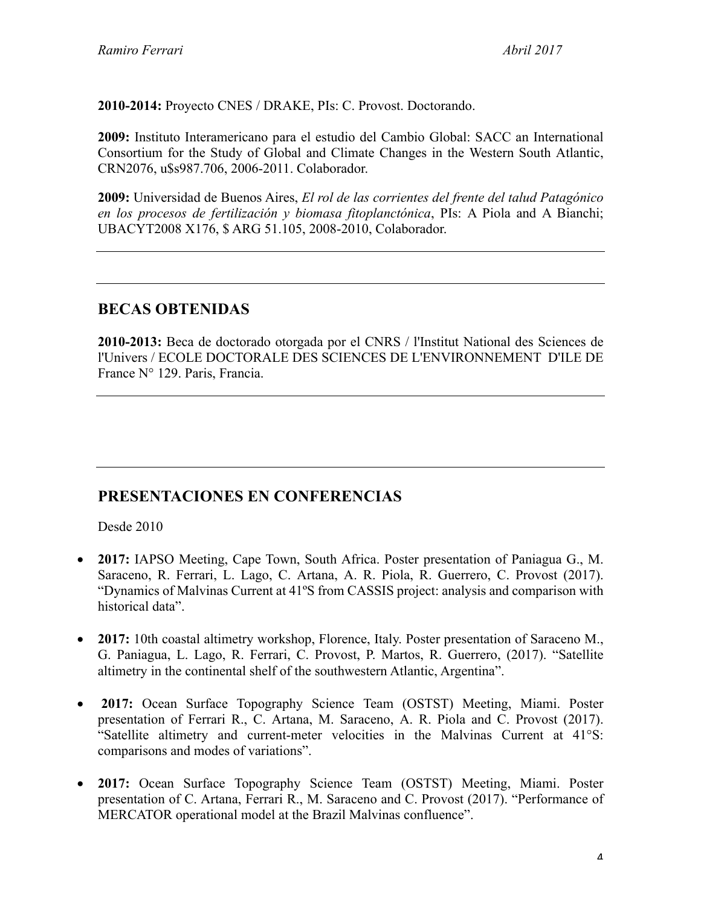**2010-2014:** Proyecto CNES / DRAKE, PIs: C. Provost. Doctorando.

**2009:** Instituto Interamericano para el estudio del Cambio Global: SACC an International Consortium for the Study of Global and Climate Changes in the Western South Atlantic, CRN2076, u$s987.706, 2006-2011. Colaborador.

**2009:** Universidad de Buenos Aires, *El rol de las corrientes del frente del talud Patagónico en los procesos de fertilización y biomasa fitoplanctónica*, PIs: A Piola and A Bianchi; UBACYT2008 X176, $ ARG 51.105, 2008-2010, Colaborador.

---

---

## BECAS OBTENIDAS

**2010-2013:** Beca de doctorado otorgada por el CNRS / l'Institut National des Sciences de l'Univers / ECOLE DOCTORALE DES SCIENCES DE L'ENVIRONNEMENT D'ILE DE France N° 129. Paris, Francia.

---

---

## PRESENTACIONES EN CONFERENCIAS

Desde 2010

- **2017:** IAPSO Meeting, Cape Town, South Africa. Poster presentation of Paniagua G., M. Saraceno, R. Ferrari, L. Lago, C. Artana, A. R. Piola, R. Guerrero, C. Provost (2017). "Dynamics of Malvinas Current at 41ºS from CASSIS project: analysis and comparison with historical data".

- **2017:** 10th coastal altimetry workshop, Florence, Italy. Poster presentation of Saraceno M., G. Paniagua, L. Lago, R. Ferrari, C. Provost, P. Martos, R. Guerrero, (2017). "Satellite altimetry in the continental shelf of the southwestern Atlantic, Argentina".

- **2017:** Ocean Surface Topography Science Team (OSTST) Meeting, Miami. Poster presentation of Ferrari R., C. Artana, M. Saraceno, A. R. Piola and C. Provost (2017). "Satellite altimetry and current-meter velocities in the Malvinas Current at 41°S: comparisons and modes of variations".

- **2017:** Ocean Surface Topography Science Team (OSTST) Meeting, Miami. Poster presentation of C. Artana, Ferrari R., M. Saraceno and C. Provost (2017). "Performance of MERCATOR operational model at the Brazil Malvinas confluence".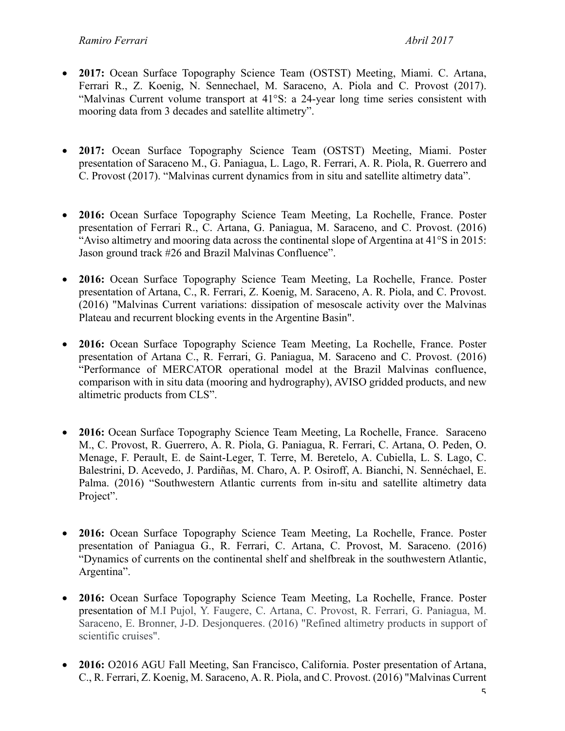- **2017:** Ocean Surface Topography Science Team (OSTST) Meeting, Miami. C. Artana, Ferrari R., Z. Koenig, N. Sennechael, M. Saraceno, A. Piola and C. Provost (2017). “Malvinas Current volume transport at 41°S: a 24-year long time series consistent with mooring data from 3 decades and satellite altimetry”.

- **2017:** Ocean Surface Topography Science Team (OSTST) Meeting, Miami. Poster presentation of Saraceno M., G. Paniagua, L. Lago, R. Ferrari, A. R. Piola, R. Guerrero and C. Provost (2017). “Malvinas current dynamics from in situ and satellite altimetry data”.

- **2016:** Ocean Surface Topography Science Team Meeting, La Rochelle, France. Poster presentation of Ferrari R., C. Artana, G. Paniagua, M. Saraceno, and C. Provost. (2016) “Aviso altimetry and mooring data across the continental slope of Argentina at 41°S in 2015: Jason ground track #26 and Brazil Malvinas Confluence”.

- **2016:** Ocean Surface Topography Science Team Meeting, La Rochelle, France. Poster presentation of Artana, C., R. Ferrari, Z. Koenig, M. Saraceno, A. R. Piola, and C. Provost. (2016) "Malvinas Current variations: dissipation of mesoscale activity over the Malvinas Plateau and recurrent blocking events in the Argentine Basin".

- **2016:** Ocean Surface Topography Science Team Meeting, La Rochelle, France. Poster presentation of Artana C., R. Ferrari, G. Paniagua, M. Saraceno and C. Provost. (2016) “Performance of MERCATOR operational model at the Brazil Malvinas confluence, comparison with in situ data (mooring and hydrography), AVISO gridded products, and new altimetric products from CLS”.

- **2016:** Ocean Surface Topography Science Team Meeting, La Rochelle, France. Saraceno M., C. Provost, R. Guerrero, A. R. Piola, G. Paniagua, R. Ferrari, C. Artana, O. Peden, O. Menage, F. Perault, E. de Saint-Leger, T. Terre, M. Beretelo, A. Cubiella, L. S. Lago, C. Balestrini, D. Acevedo, J. Pardiñas, M. Charo, A. P. Osiroff, A. Bianchi, N. Sennéchael, E. Palma. (2016) “Southwestern Atlantic currents from in-situ and satellite altimetry data Project”.

- **2016:** Ocean Surface Topography Science Team Meeting, La Rochelle, France. Poster presentation of Paniagua G., R. Ferrari, C. Artana, C. Provost, M. Saraceno. (2016) “Dynamics of currents on the continental shelf and shelfbreak in the southwestern Atlantic, Argentina”.

- **2016:** Ocean Surface Topography Science Team Meeting, La Rochelle, France. Poster presentation of M.I Pujol, Y. Faugere, C. Artana, C. Provost, R. Ferrari, G. Paniagua, M. Saraceno, E. Bronner, J-D. Desjonqueres. (2016) "Refined altimetry products in support of scientific cruises".

- **2016:** O2016 AGU Fall Meeting, San Francisco, California. Poster presentation of Artana, C., R. Ferrari, Z. Koenig, M. Saraceno, A. R. Piola, and C. Provost. (2016) "Malvinas Current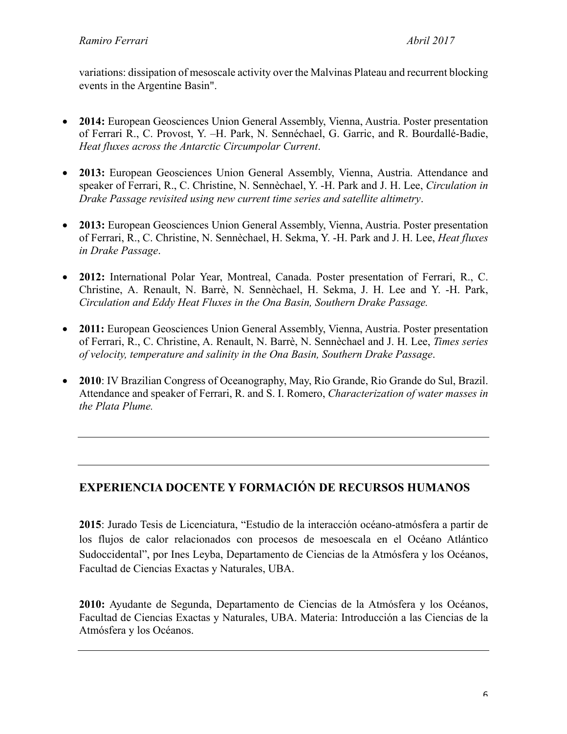variations: dissipation of mesoscale activity over the Malvinas Plateau and recurrent blocking events in the Argentine Basin".

- **2014:** European Geosciences Union General Assembly, Vienna, Austria. Poster presentation of Ferrari R., C. Provost, Y. –H. Park, N. Sennéchael, G. Garric, and R. Bourdallé-Badie, *Heat fluxes across the Antarctic Circumpolar Current*.

- **2013:** European Geosciences Union General Assembly, Vienna, Austria. Attendance and speaker of Ferrari, R., C. Christine, N. Sennèchael, Y. -H. Park and J. H. Lee, *Circulation in Drake Passage revisited using new current time series and satellite altimetry*.

- **2013:** European Geosciences Union General Assembly, Vienna, Austria. Poster presentation of Ferrari, R., C. Christine, N. Sennèchael, H. Sekma, Y. -H. Park and J. H. Lee, *Heat fluxes in Drake Passage*.

- **2012:** International Polar Year, Montreal, Canada. Poster presentation of Ferrari, R., C. Christine, A. Renault, N. Barrè, N. Sennèchael, H. Sekma, J. H. Lee and Y. -H. Park, *Circulation and Eddy Heat Fluxes in the Ona Basin, Southern Drake Passage.*

- **2011:** European Geosciences Union General Assembly, Vienna, Austria. Poster presentation of Ferrari, R., C. Christine, A. Renault, N. Barrè, N. Sennèchael and J. H. Lee, *Times series of velocity, temperature and salinity in the Ona Basin, Southern Drake Passage*.

- **2010**: IV Brazilian Congress of Oceanography, May, Rio Grande, Rio Grande do Sul, Brazil. Attendance and speaker of Ferrari, R. and S. I. Romero, *Characterization of water masses in the Plata Plume.*

---

---

## EXPERIENCIA DOCENTE Y FORMACIÓN DE RECURSOS HUMANOS

**2015**: Jurado Tesis de Licenciatura, "Estudio de la interacción océano-atmósfera a partir de los flujos de calor relacionados con procesos de mesoescala en el Océano Atlántico Sudoccidental", por Ines Leyba, Departamento de Ciencias de la Atmósfera y los Océanos, Facultad de Ciencias Exactas y Naturales, UBA.

**2010:** Ayudante de Segunda, Departamento de Ciencias de la Atmósfera y los Océanos, Facultad de Ciencias Exactas y Naturales, UBA. Materia: Introducción a las Ciencias de la Atmósfera y los Océanos.

---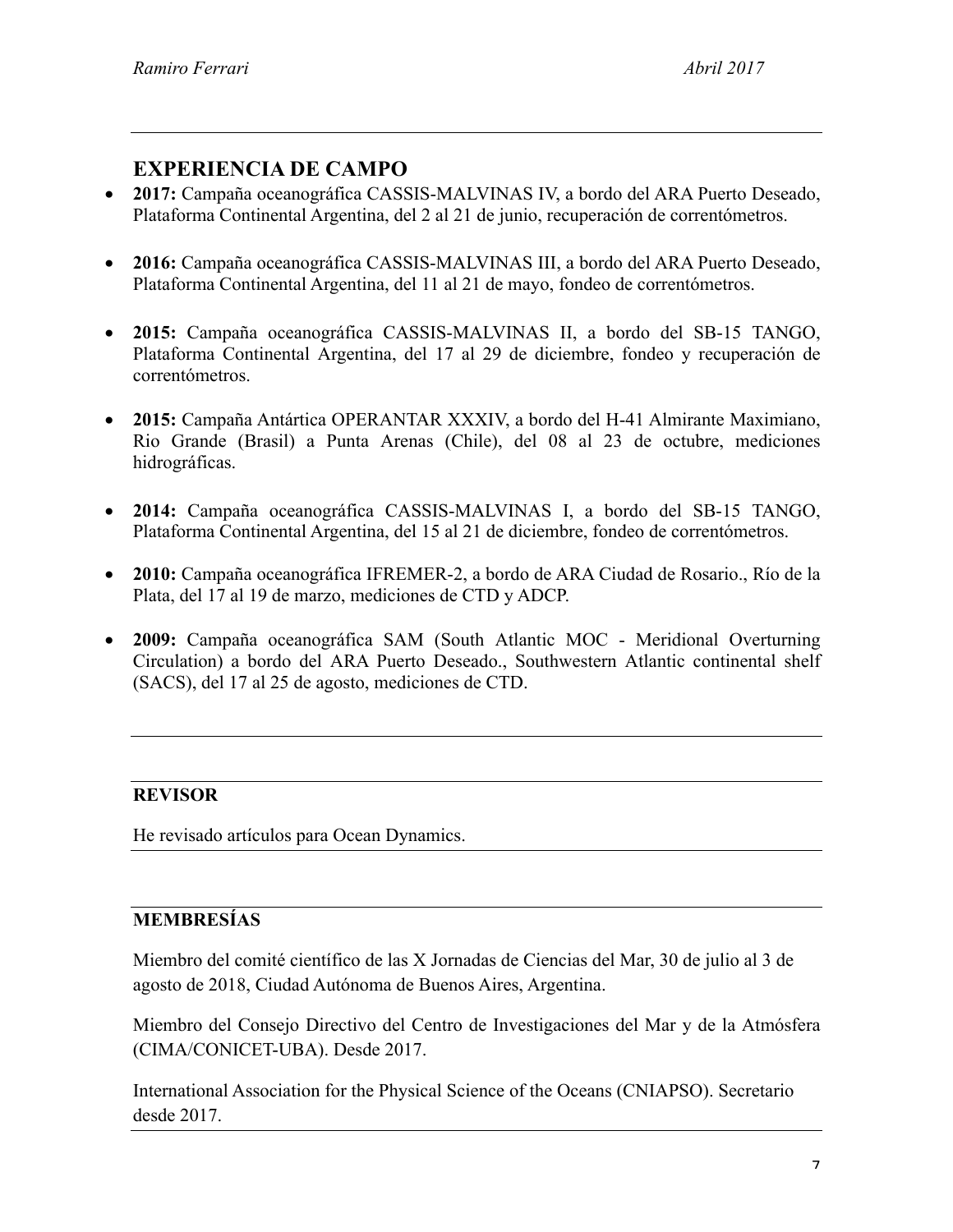## EXPERIENCIA DE CAMPO

- **2017:** Campaña oceanográfica CASSIS-MALVINAS IV, a bordo del ARA Puerto Deseado, Plataforma Continental Argentina, del 2 al 21 de junio, recuperación de correntómetros.

- **2016:** Campaña oceanográfica CASSIS-MALVINAS III, a bordo del ARA Puerto Deseado, Plataforma Continental Argentina, del 11 al 21 de mayo, fondeo de correntómetros.

- **2015:** Campaña oceanográfica CASSIS-MALVINAS II, a bordo del SB-15 TANGO, Plataforma Continental Argentina, del 17 al 29 de diciembre, fondeo y recuperación de correntómetros.

- **2015:** Campaña Antártica OPERANTAR XXXIV, a bordo del H-41 Almirante Maximiano, Rio Grande (Brasil) a Punta Arenas (Chile), del 08 al 23 de octubre, mediciones hidrográficas.

- **2014:** Campaña oceanográfica CASSIS-MALVINAS I, a bordo del SB-15 TANGO, Plataforma Continental Argentina, del 15 al 21 de diciembre, fondeo de correntómetros.

- **2010:** Campaña oceanográfica IFREMER-2, a bordo de ARA Ciudad de Rosario., Río de la Plata, del 17 al 19 de marzo, mediciones de CTD y ADCP.

- **2009:** Campaña oceanográfica SAM (South Atlantic MOC - Meridional Overturning Circulation) a bordo del ARA Puerto Deseado., Southwestern Atlantic continental shelf (SACS), del 17 al 25 de agosto, mediciones de CTD.

---

**REVISOR**

He revisado artículos para Ocean Dynamics.

---

**MEMBRESÍAS**

Miembro del comité científico de las X Jornadas de Ciencias del Mar, 30 de julio al 3 de agosto de 2018, Ciudad Autónoma de Buenos Aires, Argentina.

Miembro del Consejo Directivo del Centro de Investigaciones del Mar y de la Atmósfera (CIMA/CONICET-UBA). Desde 2017.

International Association for the Physical Science of the Oceans (CNIAPSO). Secretario desde 2017.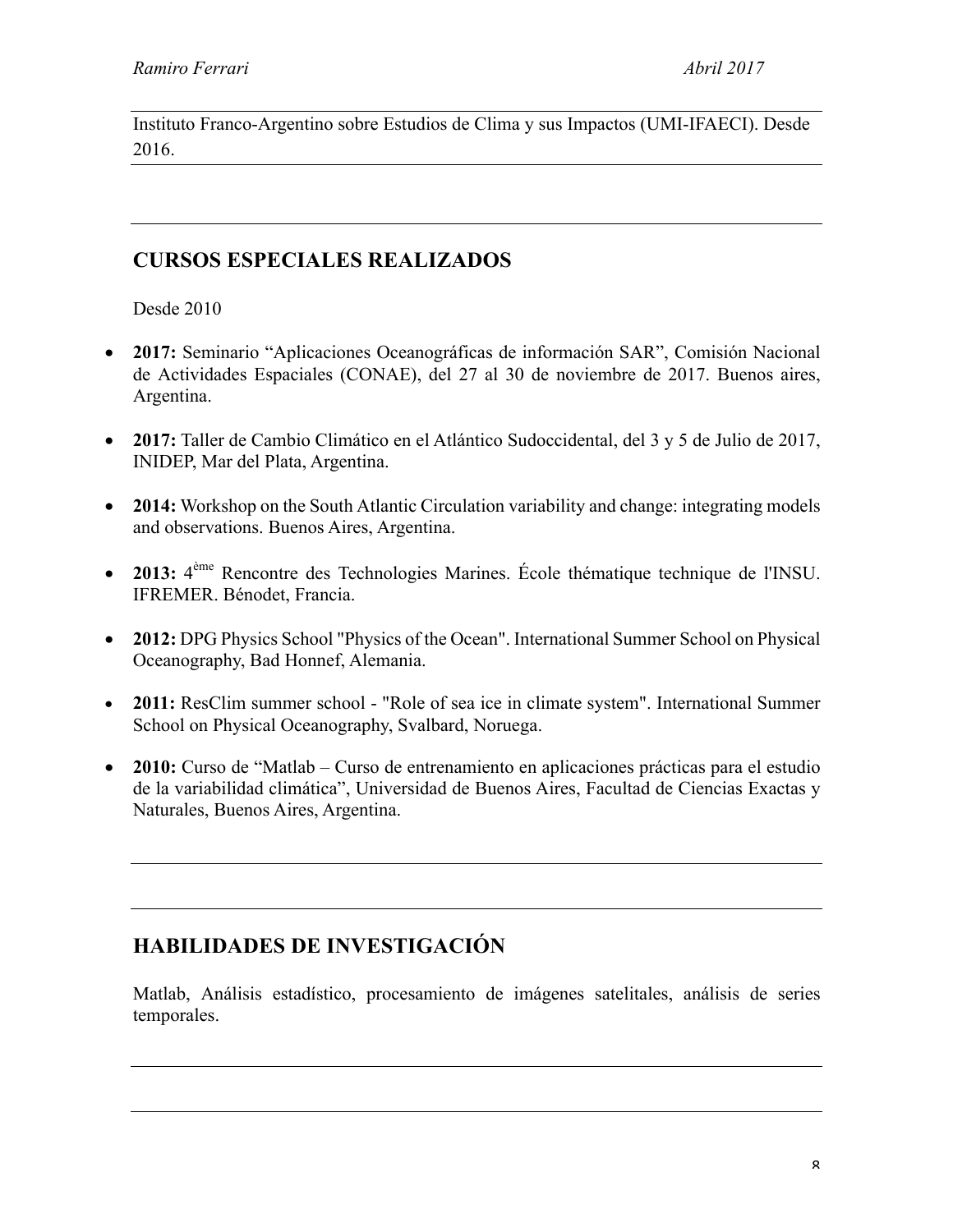Instituto Franco-Argentino sobre Estudios de Clima y sus Impactos (UMI-IFAECI). Desde 2016.

## CURSOS ESPECIALES REALIZADOS

Desde 2010

- **2017:** Seminario "Aplicaciones Oceanográficas de información SAR", Comisión Nacional de Actividades Espaciales (CONAE), del 27 al 30 de noviembre de 2017. Buenos aires, Argentina.

- **2017:** Taller de Cambio Climático en el Atlántico Sudoccidental, del 3 y 5 de Julio de 2017, INIDEP, Mar del Plata, Argentina.

- **2014:** Workshop on the South Atlantic Circulation variability and change: integrating models and observations. Buenos Aires, Argentina.

- **2013:** 4ème Rencontre des Technologies Marines. École thématique technique de l'INSU. IFREMER. Bénodet, Francia.

- **2012:** DPG Physics School "Physics of the Ocean". International Summer School on Physical Oceanography, Bad Honnef, Alemania.

- **2011:** ResClim summer school - "Role of sea ice in climate system". International Summer School on Physical Oceanography, Svalbard, Noruega.

- **2010:** Curso de "Matlab – Curso de entrenamiento en aplicaciones prácticas para el estudio de la variabilidad climática", Universidad de Buenos Aires, Facultad de Ciencias Exactas y Naturales, Buenos Aires, Argentina.

## HABILIDADES DE INVESTIGACIÓN

Matlab, Análisis estadístico, procesamiento de imágenes satelitales, análisis de series temporales.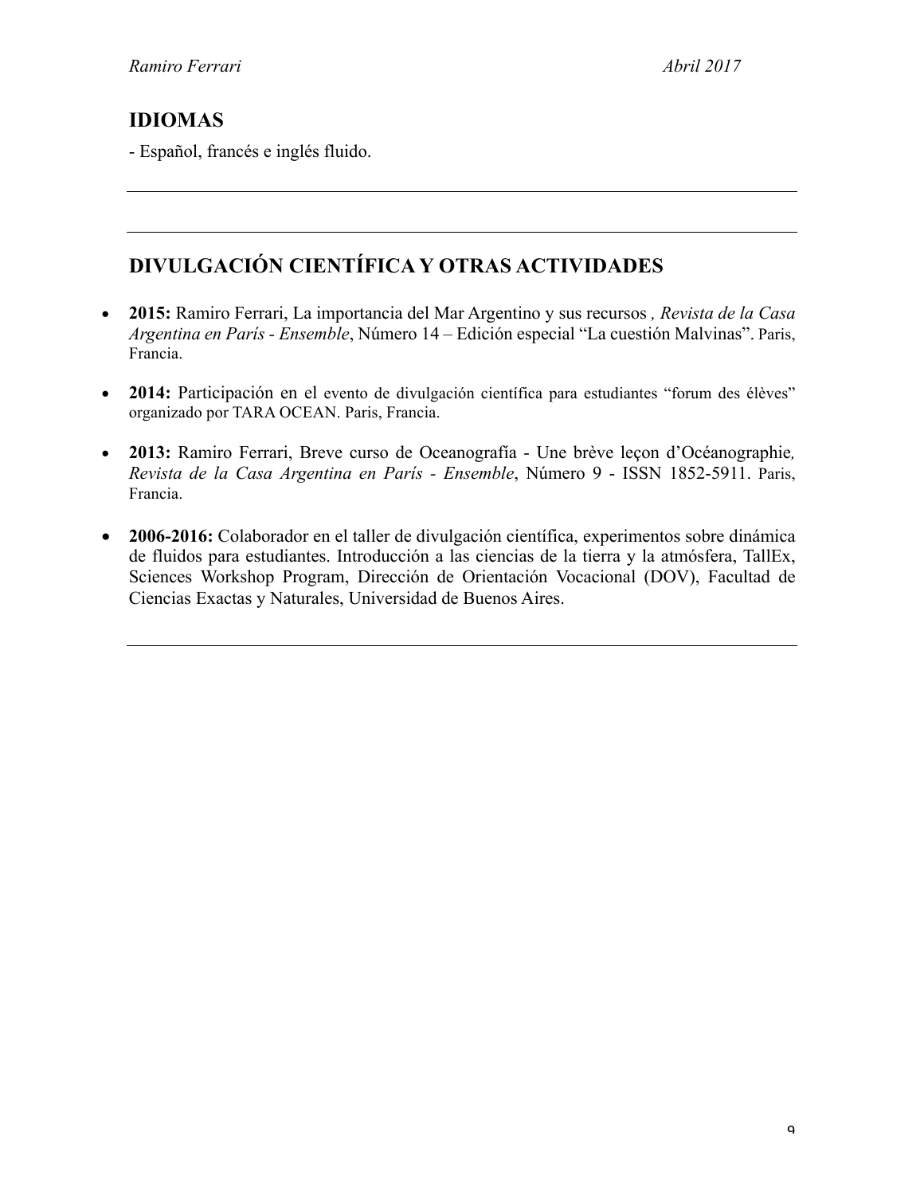## IDIOMAS

- Español, francés e inglés fluido.

---

---

## DIVULGACIÓN CIENTÍFICA Y OTRAS ACTIVIDADES

- **2015:** Ramiro Ferrari, La importancia del Mar Argentino y sus recursos *, Revista de la Casa Argentina en París - Ensemble*, Número 14 – Edición especial "La cuestión Malvinas". Paris, Francia.

- **2014:** Participación en el evento de divulgación científica para estudiantes "forum des élèves" organizado por TARA OCEAN. Paris, Francia.

- **2013:** Ramiro Ferrari, Breve curso de Oceanografía - Une brève leçon d'Océanographie*, Revista de la Casa Argentina en París - Ensemble*, Número 9 - ISSN 1852-5911. Paris, Francia.

- **2006-2016:** Colaborador en el taller de divulgación científica, experimentos sobre dinámica de fluidos para estudiantes. Introducción a las ciencias de la tierra y la atmósfera, TallEx, Sciences Workshop Program, Dirección de Orientación Vocacional (DOV), Facultad de Ciencias Exactas y Naturales, Universidad de Buenos Aires.

---